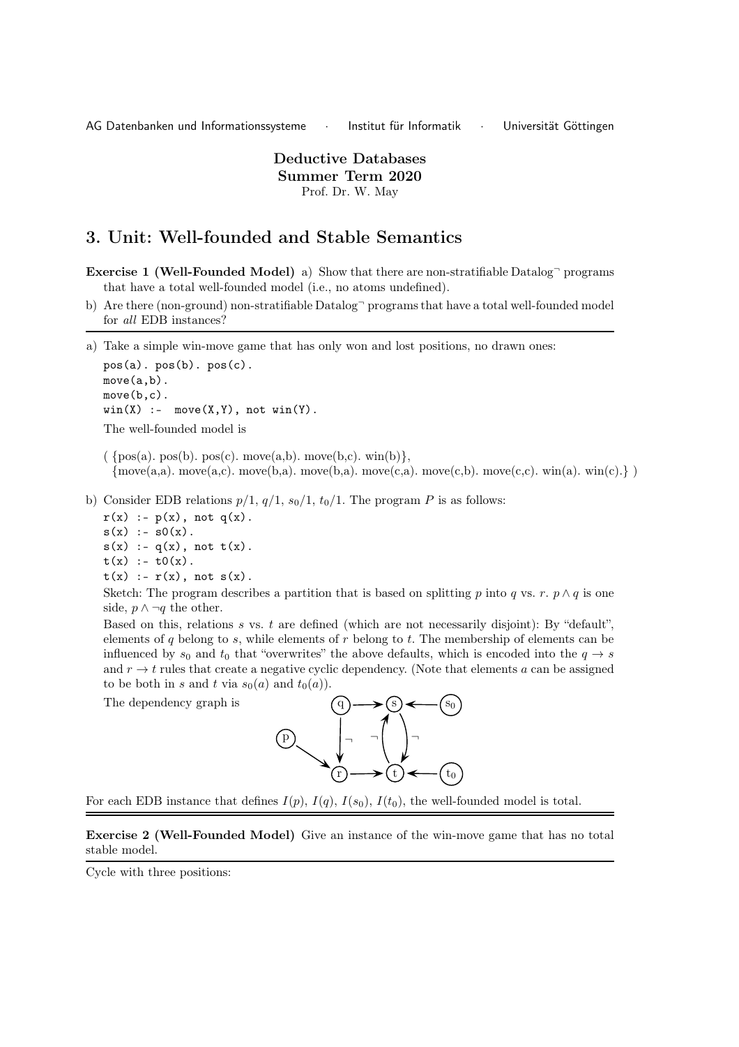AG Datenbanken und Informationssysteme · Institut für Informatik · Universität Göttingen

**Deductive Databases**
**Summer Term 2020**
Prof. Dr. W. May

## 3. Unit: Well-founded and Stable Semantics

**Exercise 1 (Well-Founded Model)** a) Show that there are non-stratifiable Datalog$^\neg$ programs that have a total well-founded model (i.e., no atoms undefined).

b) Are there (non-ground) non-stratifiable Datalog$^\neg$ programs that have a total well-founded model for *all* EDB instances?

---

a) Take a simple win-move game that has only won and lost positions, no drawn ones:

```
pos(a). pos(b). pos(c).
move(a,b).
move(b,c).
win(X) :-  move(X,Y), not win(Y).
```

The well-founded model is

( {pos(a). pos(b). pos(c). move(a,b). move(b,c). win(b)},
{move(a,a). move(a,c). move(b,a). move(b,a). move(c,a). move(c,b). move(c,c). win(a). win(c).} )

b) Consider EDB relations $p/1$, $q/1$, $s_0/1$, $t_0/1$. The program $P$ is as follows:

```
r(x) :- p(x), not q(x).
s(x) :- s0(x).
s(x) :- q(x), not t(x).
t(x) :- t0(x).
t(x) :- r(x), not s(x).
```

Sketch: The program describes a partition that is based on splitting $p$ into $q$ vs. $r$. $p \wedge q$ is one side, $p \wedge \neg q$ the other.

Based on this, relations $s$ vs. $t$ are defined (which are not necessarily disjoint): By "default", elements of $q$ belong to $s$, while elements of $r$ belong to $t$. The membership of elements can be influenced by $s_0$ and $t_0$ that "overwrites" the above defaults, which is encoded into the $q \rightarrow s$ and $r \rightarrow t$ rules that create a negative cyclic dependency. (Note that elements $a$ can be assigned to be both in $s$ and $t$ via $s_0(a)$ and $t_0(a)$).

The dependency graph is

For each EDB instance that defines $I(p)$, $I(q)$, $I(s_0)$, $I(t_0)$, the well-founded model is total.

---

**Exercise 2 (Well-Founded Model)** Give an instance of the win-move game that has no total stable model.

---

Cycle with three positions: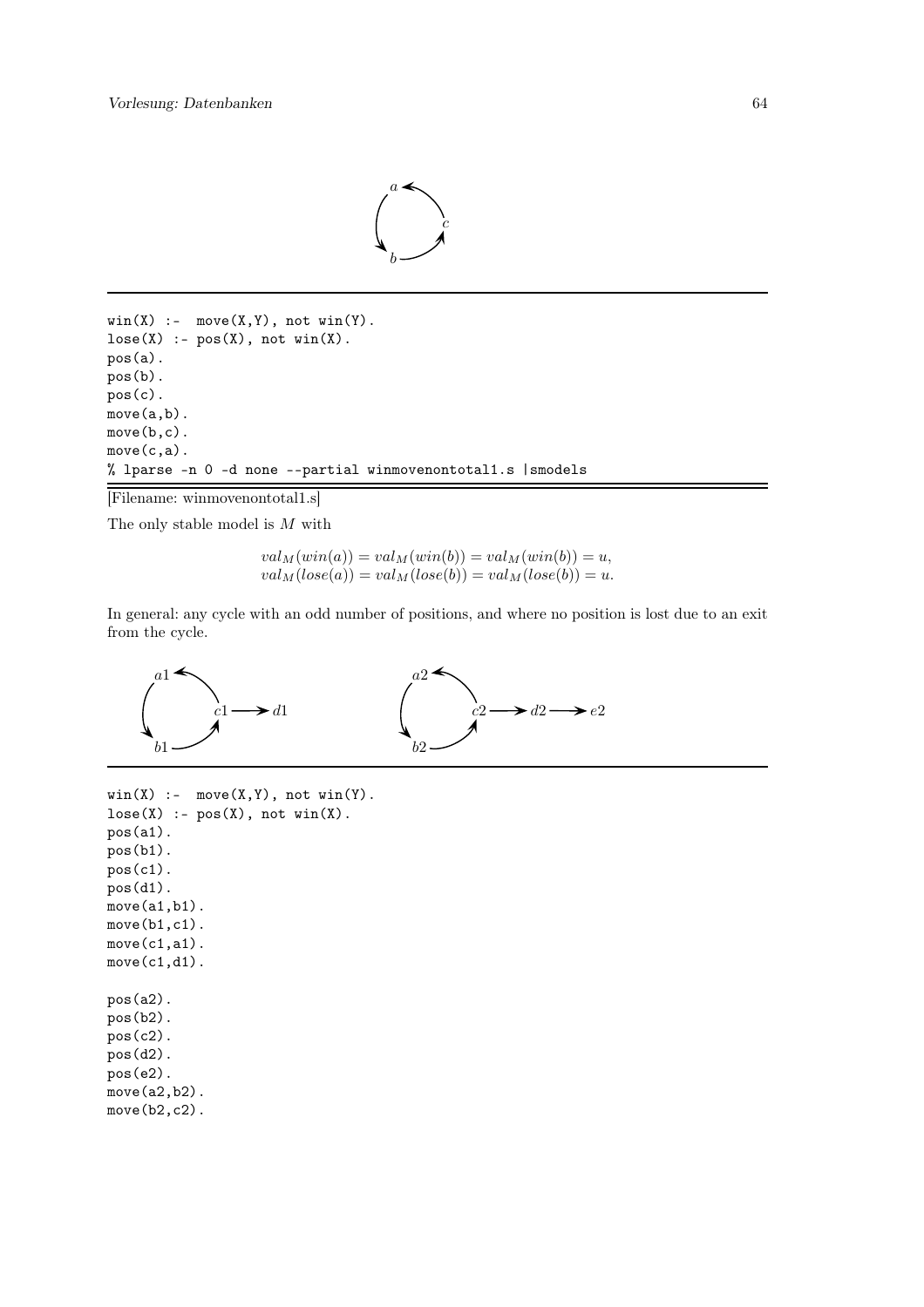```
win(X) :-  move(X,Y), not win(Y).
lose(X) :- pos(X), not win(X).
pos(a).
pos(b).
pos(c).
move(a,b).
move(b,c).
move(c,a).
% lparse -n 0 -d none --partial winmovenontotal1.s |smodels
```

[Filename: winmovenontotal1.s]

The only stable model is $M$ with

$$val_M(win(a)) = val_M(win(b)) = val_M(win(b)) = u,$$
$$val_M(lose(a)) = val_M(lose(b)) = val_M(lose(b)) = u.$$

In general: any cycle with an odd number of positions, and where no position is lost due to an exit from the cycle.

```
win(X) :-  move(X,Y), not win(Y).
lose(X) :- pos(X), not win(X).
pos(a1).
pos(b1).
pos(c1).
pos(d1).
move(a1,b1).
move(b1,c1).
move(c1,a1).
move(c1,d1).

pos(a2).
pos(b2).
pos(c2).
pos(d2).
pos(e2).
move(a2,b2).
move(b2,c2).
```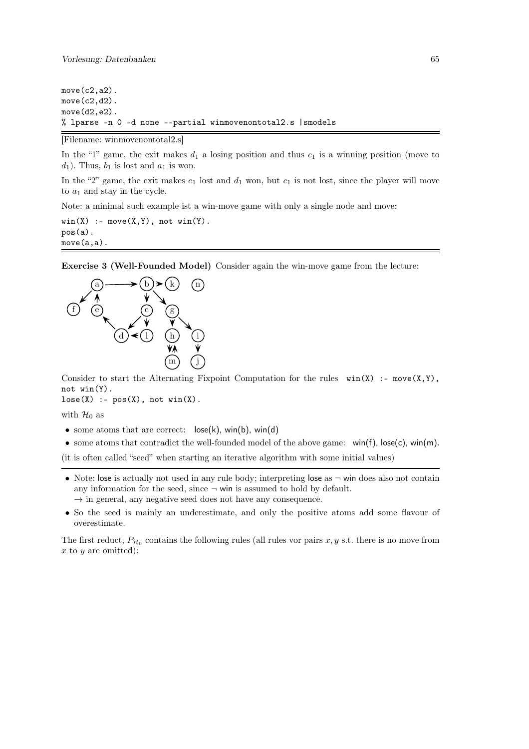```
move(c2,a2).
move(c2,d2).
move(d2,e2).
% lparse -n 0 -d none --partial winmovenontotal2.s |smodels
```

[Filename: winmovenontotal2.s]

In the "1" game, the exit makes $d_1$ a losing position and thus $c_1$ is a winning position (move to $d_1$). Thus, $b_1$ is lost and $a_1$ is won.

In the "2" game, the exit makes $e_1$ lost and $d_1$ won, but $c_1$ is not lost, since the player will move to $a_1$ and stay in the cycle.

Note: a minimal such example ist a win-move game with only a single node and move:

```
win(X) :- move(X,Y), not win(Y).
pos(a).
move(a,a).
```

**Exercise 3 (Well-Founded Model)** Consider again the win-move game from the lecture:

Consider to start the Alternating Fixpoint Computation for the rules `win(X) :- move(X,Y), not win(Y).`
`lose(X) :- pos(X), not win(X).`

with $\mathcal{H}_0$ as

- some atoms that are correct: lose(k), win(b), win(d)
- some atoms that contradict the well-founded model of the above game: win(f), lose(c), win(m).

(it is often called "seed" when starting an iterative algorithm with some initial values)

---

- Note: lose is actually not used in any rule body; interpreting lose as $\neg$ win does also not contain any information for the seed, since $\neg$ win is assumed to hold by default.
  $\rightarrow$ in general, any negative seed does not have any consequence.
- So the seed is mainly an underestimate, and only the positive atoms add some flavour of overestimate.

The first reduct, $P_{\mathcal{H}_0}$ contains the following rules (all rules vor pairs $x, y$ s.t. there is no move from $x$ to $y$ are omitted):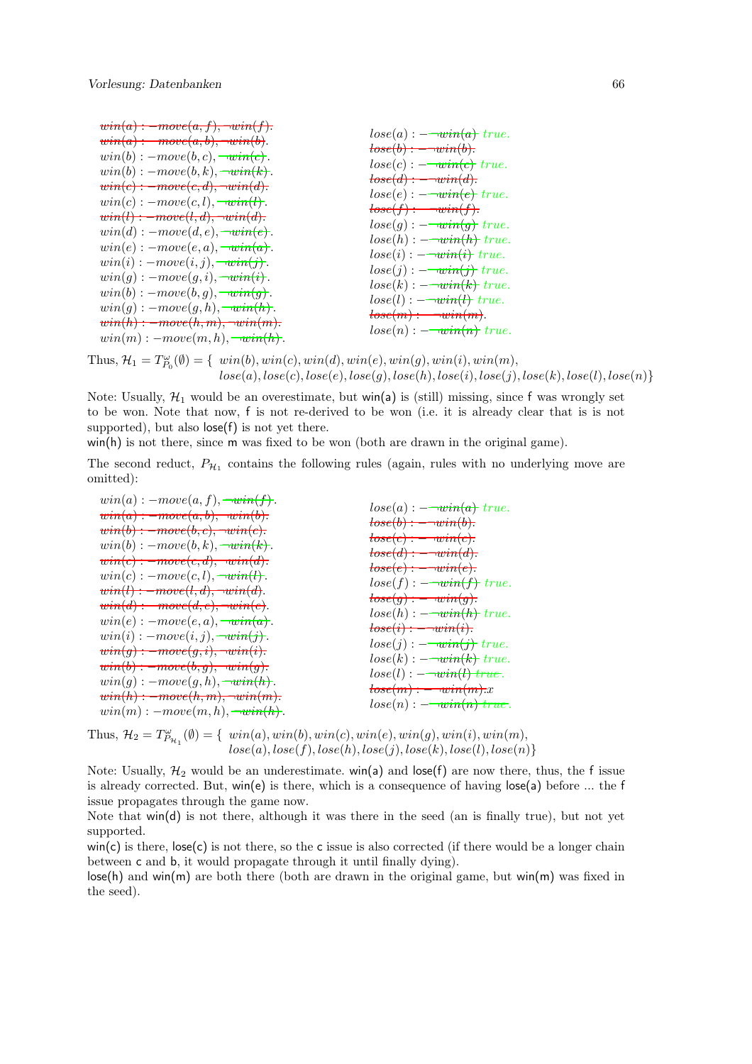$\sout{win(a) :- move(a,f), \neg win(f).}$
$\sout{win(a) :- move(a,b), \neg win(b).}$
$win(b) :- move(b,c), \sout{\neg win(c)}.$
$win(b) :- move(b,k), \neg win(k).$
$\sout{win(c) :- move(c,d), \neg win(d).}$
$win(c) :- move(c,l), \sout{\neg win(l)}.$
$\sout{win(l) :- move(l,d), \neg win(d).}$
$win(d) :- move(d,e), \sout{\neg win(e)}.$
$win(e) :- move(e,a), \sout{\neg win(a)}.$
$win(i) :- move(i,j), \sout{\neg win(j)}.$
$win(g) :- move(g,i), \sout{\neg win(i)}.$
$win(b) :- move(b,g), \sout{\neg win(g)}.$
$win(g) :- move(g,h), \sout{\neg win(h)}.$
$\sout{win(h) :- move(h,m), \neg win(m).}$
$win(m) :- move(m,h), \sout{\neg win(h)}.$

$lose(a) :- \sout{\neg win(a)}$ *true.*
$\sout{lose(b) :- \neg win(b).}$
$lose(c) :- \sout{\neg win(c)}$ *true.*
$\sout{lose(d) :- \neg win(d).}$
$lose(e) :- \sout{\neg win(e)}$ *true.*
$\sout{lose(f) :- \neg win(f).}$
$lose(g) :- \sout{\neg win(g)}$ *true.*
$lose(h) :- \sout{\neg win(h)}$ *true.*
$lose(i) :- \sout{\neg win(i)}$ *true.*
$lose(j) :- \sout{\neg win(j)}$ *true.*
$lose(k) :- \sout{\neg win(k)}$ *true.*
$lose(l) :- \sout{\neg win(l)}$ *true.*
$\sout{lose(m) :- \neg win(m).}$
$lose(n) :- \sout{\neg win(n)}$ *true.*

Thus, $\mathcal{H}_1 = T^{\omega}_{P_0}(\emptyset) = \{\ win(b), win(c), win(d), win(e), win(g), win(i), win(m),$
$lose(a), lose(c), lose(e), lose(g), lose(h), lose(i), lose(j), lose(k), lose(l), lose(n)\}$

Note: Usually, $\mathcal{H}_1$ would be an overestimate, but win(a) is (still) missing, since f was wrongly set to be won. Note that now, f is not re-derived to be won (i.e. it is already clear that is is not supported), but also lose(f) is not yet there.
win(h) is not there, since m was fixed to be won (both are drawn in the original game).

The second reduct, $P_{\mathcal{H}_1}$ contains the following rules (again, rules with no underlying move are omitted):

$win(a) :- move(a,f), \sout{\neg win(f)}.$
$\sout{win(a) :- move(a,b), \neg win(b).}$
$\sout{win(b) :- move(b,c), \neg win(c).}$
$win(b) :- move(b,k), \sout{\neg win(k)}.$
$\sout{win(c) :- move(c,d), \neg win(d).}$
$win(c) :- move(c,l), \neg win(l).$
$\sout{win(l) :- move(l,d), \neg win(d).}$
$\sout{win(d) :- move(d,e), \neg win(e).}$
$win(e) :- move(e,a), \sout{\neg win(a)}.$
$win(i) :- move(i,j), \sout{\neg win(j)}.$
$\sout{win(g) :- move(g,i), \neg win(i).}$
$\sout{win(b) :- move(b,g), \neg win(g).}$
$win(g) :- move(g,h), \sout{\neg win(h)}.$
$\sout{win(h) :- move(h,m), \neg win(m).}$
$win(m) :- move(m,h), \sout{\neg win(h)}.$

$lose(a) :- \neg win(a)$ *true.*
$\sout{lose(b) :- \neg win(b).}$
$\sout{lose(c) :- \neg win(c).}$
$\sout{lose(d) :- \neg win(d).}$
$\sout{lose(e) :- \neg win(e).}$
$lose(f) :- \neg win(f)$ *true.*
$\sout{lose(g) :- \neg win(g).}$
$lose(h) :- \sout{\neg win(h)}$ *true.*
$\sout{lose(i) :- \neg win(i).}$
$lose(j) :- \sout{\neg win(j)}$ *true.*
$lose(k) :- \sout{\neg win(k)}$ *true.*
$lose(l) :- \neg win(l)$ *true.*
$\sout{lose(m) :- \neg win(m).}x$
$lose(n) :- \sout{\neg win(n)}$ *true.*

Thus, $\mathcal{H}_2 = T^{\omega}_{P_{\mathcal{H}_1}}(\emptyset) = \{\ win(a), win(b), win(c), win(e), win(g), win(i), win(m),$
$lose(a), lose(f), lose(h), lose(j), lose(k), lose(l), lose(n)\}$

Note: Usually, $\mathcal{H}_2$ would be an underestimate. win(a) and lose(f) are now there, thus, the f issue is already corrected. But, win(e) is there, which is a consequence of having lose(a) before ... the f issue propagates through the game now.
Note that win(d) is not there, although it was there in the seed (an is finally true), but not yet supported.
win(c) is there, lose(c) is not there, so the c issue is also corrected (if there would be a longer chain between c and b, it would propagate through it until finally dying).
lose(h) and win(m) are both there (both are drawn in the original game, but win(m) was fixed in the seed).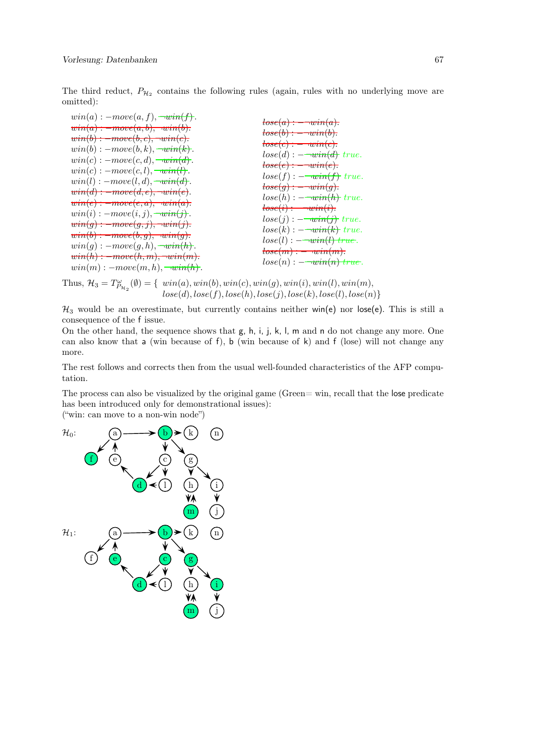The third reduct, $P_{\mathcal{H}_2}$ contains the following rules (again, rules with no underlying move are omitted):

$win(a) :- move(a,f), \neg win(f).$
~~$win(a) :- move(a,b), \neg win(b).$~~
~~$win(b) :- move(b,c), \neg win(c).$~~
$win(b) :- move(b,k), \neg win(k).$
$win(c) :- move(c,d), \neg win(d).$
$win(c) :- move(c,l), \neg win(l).$
$win(l) :- move(l,d), \neg win(d).$
~~$win(d) :- move(d,e), \neg win(e).$~~
~~$win(e) :- move(e,a), \neg win(a).$~~
$win(i) :- move(i,j), \neg win(j).$
~~$win(g) :- move(g,j), \neg win(j).$~~
~~$win(b) :- move(b,g), \neg win(g).$~~
$win(g) :- move(g,h), \neg win(h).$
~~$win(h) :- move(h,m), \neg win(m).$~~
$win(m) :- move(m,h), \neg win(h).$

~~$lose(a) :- \neg win(a).$~~
~~$lose(b) :- \neg win(b).$~~
~~$lose(c) :- \neg win(c).$~~
$lose(d) :- \neg win(d)$ $true.$
~~$lose(e) :- \neg win(e).$~~
$lose(f) :- \neg win(f)$ $true.$
~~$lose(g) :- \neg win(g).$~~
$lose(h) :- \neg win(h)$ $true.$
~~$lose(i) :- \neg win(i).$~~
$lose(j) :- \neg win(j)$ $true.$
$lose(k) :- \neg win(k)$ $true.$
$lose(l) :- \neg win(l)$ $true.$
~~$lose(m) :- \neg win(m).$~~
$lose(n) :- \neg win(n)$ $true.$

Thus, $\mathcal{H}_3 = T^{\omega}_{P_{\mathcal{H}_2}}(\emptyset) = \{ win(a), win(b), win(c), win(g), win(i), win(l), win(m),$
$lose(d), lose(f), lose(h), lose(j), lose(k), lose(l), lose(n)\}$

$\mathcal{H}_3$ would be an overestimate, but currently contains neither win(e) nor lose(e). This is still a consequence of the f issue.
On the other hand, the sequence shows that g, h, i, j, k, l, m and n do not change any more. One can also know that a (win because of f), b (win because of k) and f (lose) will not change any more.

The rest follows and corrects then from the usual well-founded characteristics of the AFP computation.

The process can also be visualized by the original game (Green= win, recall that the lose predicate has been introduced only for demonstrational issues):
("win: can move to a non-win node")

$\mathcal{H}_0$:

$\mathcal{H}_1$: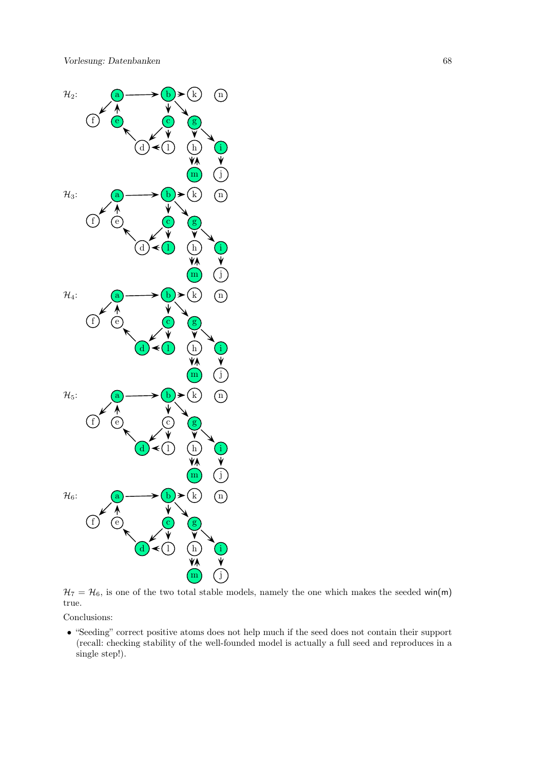$\mathcal{H}_2$:

$\mathcal{H}_3$:

$\mathcal{H}_4$:

$\mathcal{H}_5$:

$\mathcal{H}_6$:

$\mathcal{H}_7 = \mathcal{H}_6$, is one of the two total stable models, namely the one which makes the seeded win(m) true.

Conclusions:

- "Seeding" correct positive atoms does not help much if the seed does not contain their support (recall: checking stability of the well-founded model is actually a full seed and reproduces in a single step!).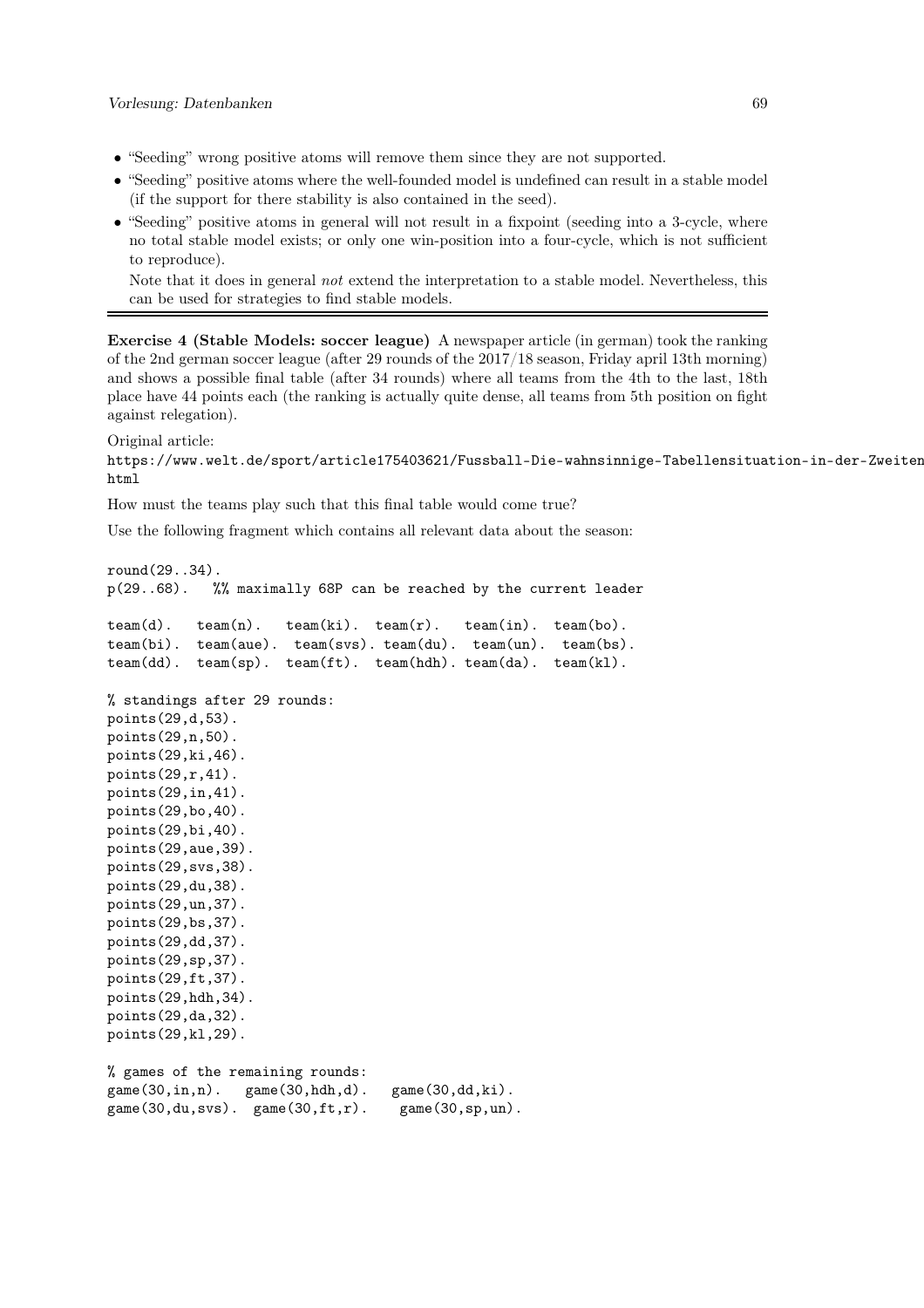- "Seeding" wrong positive atoms will remove them since they are not supported.
- "Seeding" positive atoms where the well-founded model is undefined can result in a stable model (if the support for there stability is also contained in the seed).
- "Seeding" positive atoms in general will not result in a fixpoint (seeding into a 3-cycle, where no total stable model exists; or only one win-position into a four-cycle, which is not sufficient to reproduce).

  Note that it does in general *not* extend the interpretation to a stable model. Nevertheless, this can be used for strategies to find stable models.

---

**Exercise 4 (Stable Models: soccer league)** A newspaper article (in german) took the ranking of the 2nd german soccer league (after 29 rounds of the 2017/18 season, Friday april 13th morning) and shows a possible final table (after 34 rounds) where all teams from the 4th to the last, 18th place have 44 points each (the ranking is actually quite dense, all teams from 5th position on fight against relegation).

Original article:
`https://www.welt.de/sport/article175403621/Fussball-Die-wahnsinnige-Tabellensituation-in-der-Zweiten html`

How must the teams play such that this final table would come true?

Use the following fragment which contains all relevant data about the season:

```
round(29..34).
p(29..68).   %% maximally 68P can be reached by the current leader

team(d).   team(n).   team(ki).  team(r).   team(in).  team(bo).
team(bi).  team(aue). team(svs). team(du).  team(un).  team(bs).
team(dd).  team(sp).  team(ft).  team(hdh). team(da).  team(kl).

% standings after 29 rounds:
points(29,d,53).
points(29,n,50).
points(29,ki,46).
points(29,r,41).
points(29,in,41).
points(29,bo,40).
points(29,bi,40).
points(29,aue,39).
points(29,svs,38).
points(29,du,38).
points(29,un,37).
points(29,bs,37).
points(29,dd,37).
points(29,sp,37).
points(29,ft,37).
points(29,hdh,34).
points(29,da,32).
points(29,kl,29).

% games of the remaining rounds:
game(30,in,n).   game(30,hdh,d).   game(30,dd,ki).
game(30,du,svs).  game(30,ft,r).    game(30,sp,un).
```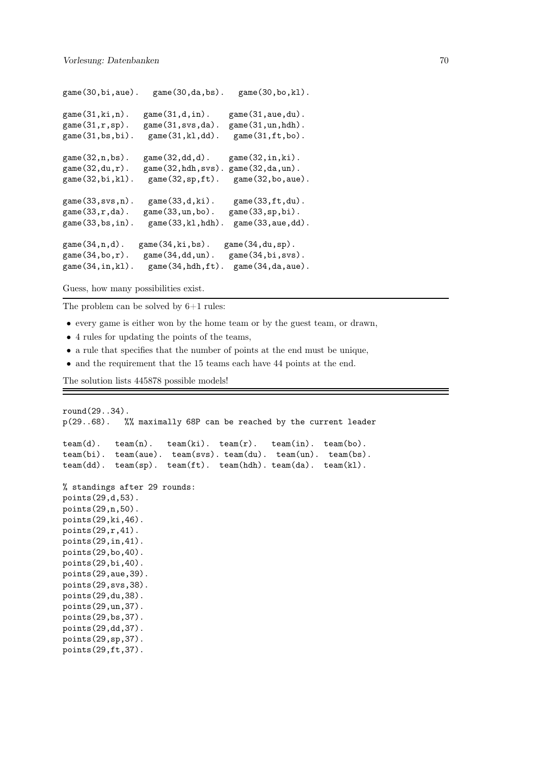```
game(30,bi,aue).   game(30,da,bs).   game(30,bo,kl).

game(31,ki,n).   game(31,d,in).    game(31,aue,du).
game(31,r,sp).   game(31,svs,da).  game(31,un,hdh).
game(31,bs,bi).   game(31,kl,dd).   game(31,ft,bo).

game(32,n,bs).   game(32,dd,d).    game(32,in,ki).
game(32,du,r).   game(32,hdh,svs). game(32,da,un).
game(32,bi,kl).   game(32,sp,ft).   game(32,bo,aue).

game(33,svs,n).   game(33,d,ki).    game(33,ft,du).
game(33,r,da).   game(33,un,bo).   game(33,sp,bi).
game(33,bs,in).   game(33,kl,hdh).  game(33,aue,dd).

game(34,n,d).   game(34,ki,bs).   game(34,du,sp).
game(34,bo,r).   game(34,dd,un).   game(34,bi,svs).
game(34,in,kl).   game(34,hdh,ft).  game(34,da,aue).
```

Guess, how many possibilities exist.

---

The problem can be solved by 6+1 rules:

- every game is either won by the home team or by the guest team, or drawn,
- 4 rules for updating the points of the teams,
- a rule that specifies that the number of points at the end must be unique,
- and the requirement that the 15 teams each have 44 points at the end.

The solution lists 445878 possible models!

---

```
round(29..34).
p(29..68).   %% maximally 68P can be reached by the current leader

team(d).   team(n).   team(ki).  team(r).   team(in).  team(bo).
team(bi).  team(aue).  team(svs). team(du).  team(un).  team(bs).
team(dd).  team(sp).  team(ft).  team(hdh). team(da).  team(kl).

% standings after 29 rounds:
points(29,d,53).
points(29,n,50).
points(29,ki,46).
points(29,r,41).
points(29,in,41).
points(29,bo,40).
points(29,bi,40).
points(29,aue,39).
points(29,svs,38).
points(29,du,38).
points(29,un,37).
points(29,bs,37).
points(29,dd,37).
points(29,sp,37).
points(29,ft,37).
```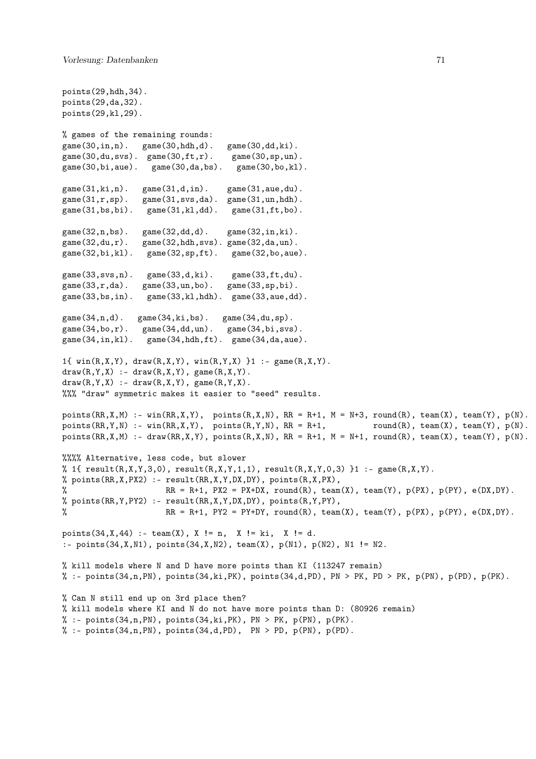```
points(29,hdh,34).
points(29,da,32).
points(29,kl,29).

% games of the remaining rounds:
game(30,in,n).   game(30,hdh,d).   game(30,dd,ki).
game(30,du,svs).  game(30,ft,r).    game(30,sp,un).
game(30,bi,aue).   game(30,da,bs).   game(30,bo,kl).

game(31,ki,n).   game(31,d,in).    game(31,aue,du).
game(31,r,sp).   game(31,svs,da).  game(31,un,hdh).
game(31,bs,bi).   game(31,kl,dd).   game(31,ft,bo).

game(32,n,bs).   game(32,dd,d).    game(32,in,ki).
game(32,du,r).   game(32,hdh,svs). game(32,da,un).
game(32,bi,kl).   game(32,sp,ft).   game(32,bo,aue).

game(33,svs,n).   game(33,d,ki).    game(33,ft,du).
game(33,r,da).   game(33,un,bo).   game(33,sp,bi).
game(33,bs,in).   game(33,kl,hdh).  game(33,aue,dd).

game(34,n,d).   game(34,ki,bs).   game(34,du,sp).
game(34,bo,r).   game(34,dd,un).   game(34,bi,svs).
game(34,in,kl).   game(34,hdh,ft).  game(34,da,aue).

1{ win(R,X,Y), draw(R,X,Y), win(R,Y,X) }1 :- game(R,X,Y).
draw(R,Y,X) :- draw(R,X,Y), game(R,X,Y).
draw(R,Y,X) :- draw(R,X,Y), game(R,Y,X).
%%% "draw" symmetric makes it easier to "seed" results.

points(RR,X,M) :- win(RR,X,Y),  points(R,X,N), RR = R+1, M = N+3, round(R), team(X), team(Y), p(N).
points(RR,Y,N) :- win(RR,X,Y),  points(R,Y,N), RR = R+1,          round(R), team(X), team(Y), p(N).
points(RR,X,M) :- draw(RR,X,Y), points(R,X,N), RR = R+1, M = N+1, round(R), team(X), team(Y), p(N).

%%%% Alternative, less code, but slower
% 1{ result(R,X,Y,3,0), result(R,X,Y,1,1), result(R,X,Y,0,3) }1 :- game(R,X,Y).
% points(RR,X,PX2) :- result(RR,X,Y,DX,DY), points(R,X,PX),
%                     RR = R+1, PX2 = PX+DX, round(R), team(X), team(Y), p(PX), p(PY), e(DX,DY).
% points(RR,Y,PY2) :- result(RR,X,Y,DX,DY), points(R,Y,PY),
%                     RR = R+1, PY2 = PY+DY, round(R), team(X), team(Y), p(PX), p(PY), e(DX,DY).

points(34,X,44) :- team(X), X != n,  X != ki,  X != d.
:- points(34,X,N1), points(34,X,N2), team(X), p(N1), p(N2), N1 != N2.

% kill models where N and D have more points than KI (113247 remain)
% :- points(34,n,PN), points(34,ki,PK), points(34,d,PD), PN > PK, PD > PK, p(PN), p(PD), p(PK).

% Can N still end up on 3rd place then?
% kill models where KI and N do not have more points than D: (80926 remain)
% :- points(34,n,PN), points(34,ki,PK), PN > PK, p(PN), p(PK).
% :- points(34,n,PN), points(34,d,PD),  PN > PD, p(PN), p(PD).
```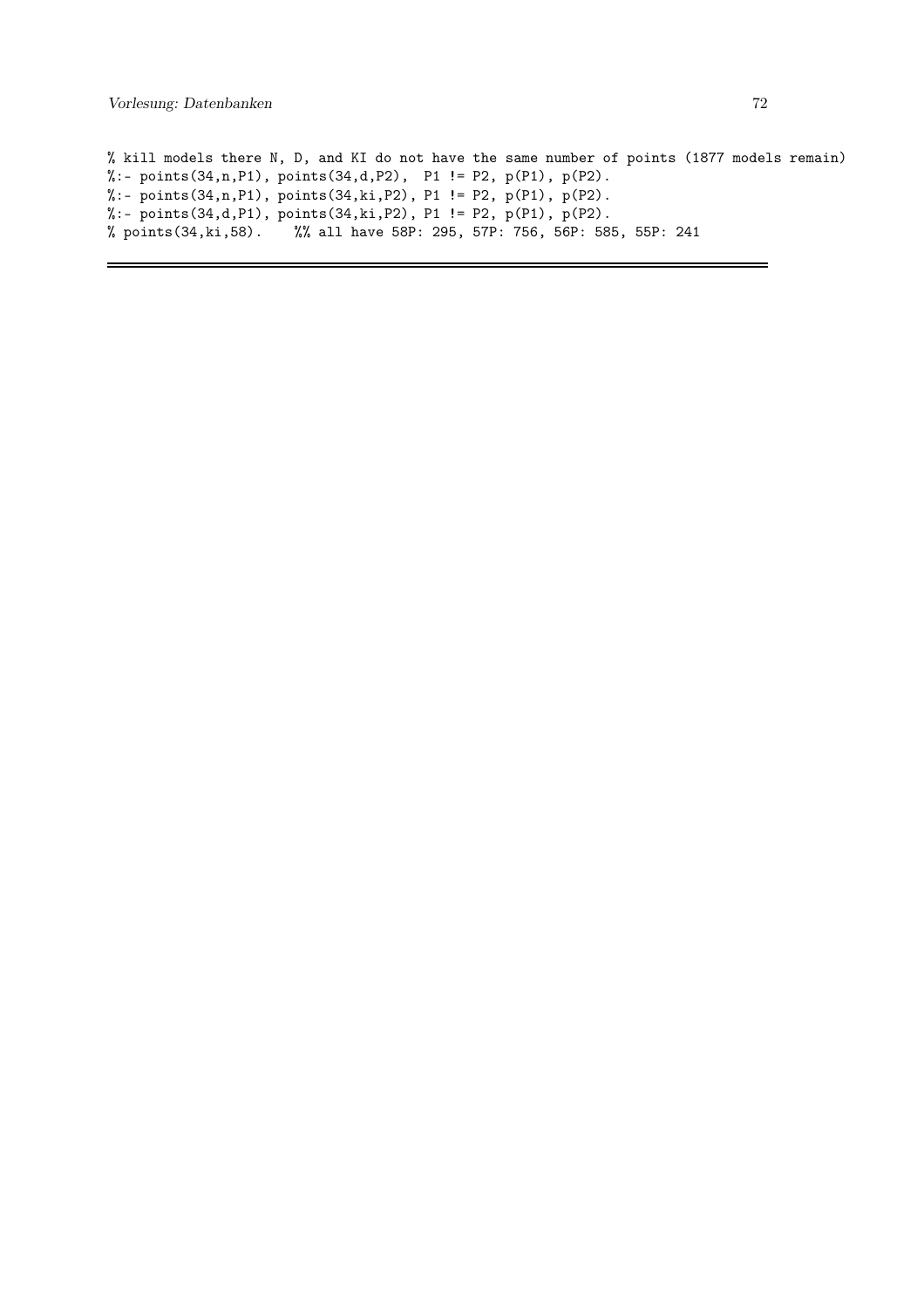```
% kill models there N, D, and KI do not have the same number of points (1877 models remain)
%:- points(34,n,P1), points(34,d,P2),  P1 != P2, p(P1), p(P2).
%:- points(34,n,P1), points(34,ki,P2), P1 != P2, p(P1), p(P2).
%:- points(34,d,P1), points(34,ki,P2), P1 != P2, p(P1), p(P2).
% points(34,ki,58).    %% all have 58P: 295, 57P: 756, 56P: 585, 55P: 241
```